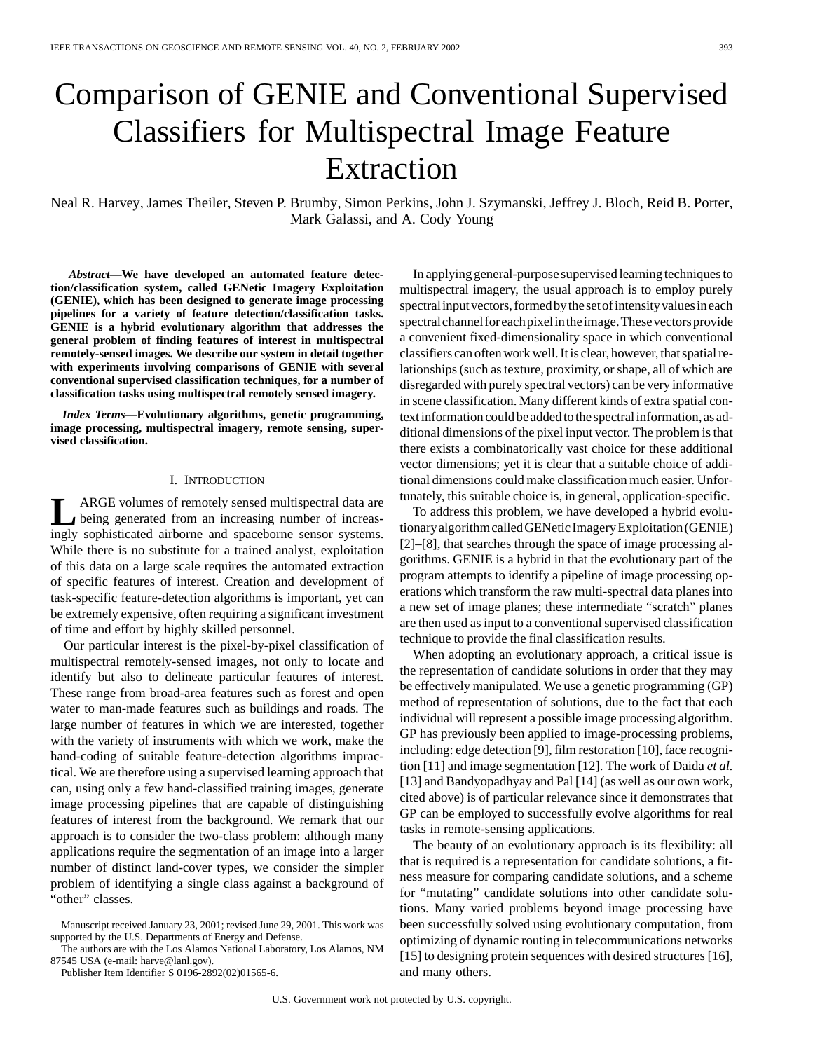# Comparison of GENIE and Conventional Supervised Classifiers for Multispectral Image Feature Extraction

Neal R. Harvey, James Theiler, Steven P. Brumby, Simon Perkins, John J. Szymanski, Jeffrey J. Bloch, Reid B. Porter, Mark Galassi, and A. Cody Young

***Abstract*—We have developed an automated feature detection/classification system, called GENetic Imagery Exploitation (GENIE), which has been designed to generate image processing pipelines for a variety of feature detection/classification tasks. GENIE is a hybrid evolutionary algorithm that addresses the general problem of finding features of interest in multispectral remotely-sensed images. We describe our system in detail together with experiments involving comparisons of GENIE with several conventional supervised classification techniques, for a number of classification tasks using multispectral remotely sensed imagery.**

***Index Terms*—Evolutionary algorithms, genetic programming, image processing, multispectral imagery, remote sensing, supervised classification.**

## I. Introduction

Large volumes of remotely sensed multispectral data are being generated from an increasing number of increasingly sophisticated airborne and spaceborne sensor systems. While there is no substitute for a trained analyst, exploitation of this data on a large scale requires the automated extraction of specific features of interest. Creation and development of task-specific feature-detection algorithms is important, yet can be extremely expensive, often requiring a significant investment of time and effort by highly skilled personnel.

Our particular interest is the pixel-by-pixel classification of multispectral remotely-sensed images, not only to locate and identify but also to delineate particular features of interest. These range from broad-area features such as forest and open water to man-made features such as buildings and roads. The large number of features in which we are interested, together with the variety of instruments with which we work, make the hand-coding of suitable feature-detection algorithms impractical. We are therefore using a supervised learning approach that can, using only a few hand-classified training images, generate image processing pipelines that are capable of distinguishing features of interest from the background. We remark that our approach is to consider the two-class problem: although many applications require the segmentation of an image into a larger number of distinct land-cover types, we consider the simpler problem of identifying a single class against a background of "other" classes.

In applying general-purpose supervised learning techniques to multispectral imagery, the usual approach is to employ purely spectral input vectors, formed by the set of intensity values in each spectral channel for each pixel in the image. These vectors provide a convenient fixed-dimensionality space in which conventional classifiers can often work well. It is clear, however, that spatial relationships (such as texture, proximity, or shape, all of which are disregarded with purely spectral vectors) can be very informative in scene classification. Many different kinds of extra spatial context information could be added to the spectral information, as additional dimensions of the pixel input vector. The problem is that there exists a combinatorically vast choice for these additional vector dimensions; yet it is clear that a suitable choice of additional dimensions could make classification much easier. Unfortunately, this suitable choice is, in general, application-specific.

To address this problem, we have developed a hybrid evolutionary algorithm called GENetic Imagery Exploitation (GENIE) [2]–[8], that searches through the space of image processing algorithms. GENIE is a hybrid in that the evolutionary part of the program attempts to identify a pipeline of image processing operations which transform the raw multi-spectral data planes into a new set of image planes; these intermediate "scratch" planes are then used as input to a conventional supervised classification technique to provide the final classification results.

When adopting an evolutionary approach, a critical issue is the representation of candidate solutions in order that they may be effectively manipulated. We use a genetic programming (GP) method of representation of solutions, due to the fact that each individual will represent a possible image processing algorithm. GP has previously been applied to image-processing problems, including: edge detection [9], film restoration [10], face recognition [11] and image segmentation [12]. The work of Daida *et al.* [13] and Bandyopadhyay and Pal [14] (as well as our own work, cited above) is of particular relevance since it demonstrates that GP can be employed to successfully evolve algorithms for real tasks in remote-sensing applications.

The beauty of an evolutionary approach is its flexibility: all that is required is a representation for candidate solutions, a fitness measure for comparing candidate solutions, and a scheme for "mutating" candidate solutions into other candidate solutions. Many varied problems beyond image processing have been successfully solved using evolutionary computation, from optimizing of dynamic routing in telecommunications networks [15] to designing protein sequences with desired structures [16], and many others.

Manuscript received January 23, 2001; revised June 29, 2001. This work was supported by the U.S. Departments of Energy and Defense.

The authors are with the Los Alamos National Laboratory, Los Alamos, NM 87545 USA (e-mail: harve@lanl.gov).

Publisher Item Identifier S 0196-2892(02)01565-6.

U.S. Government work not protected by U.S. copyright.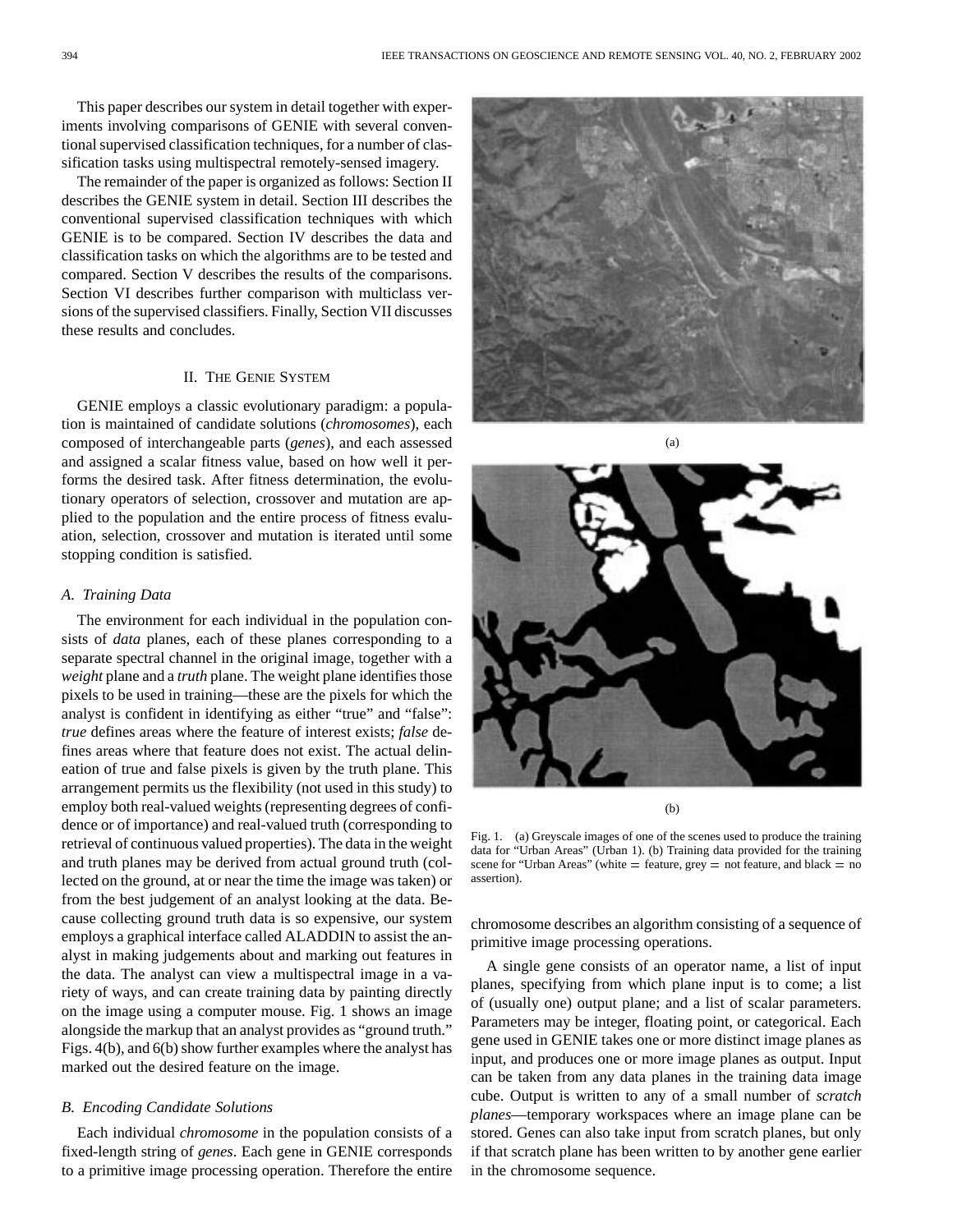This paper describes our system in detail together with experiments involving comparisons of GENIE with several conventional supervised classification techniques, for a number of classification tasks using multispectral remotely-sensed imagery.

The remainder of the paper is organized as follows: Section II describes the GENIE system in detail. Section III describes the conventional supervised classification techniques with which GENIE is to be compared. Section IV describes the data and classification tasks on which the algorithms are to be tested and compared. Section V describes the results of the comparisons. Section VI describes further comparison with multiclass versions of the supervised classifiers. Finally, Section VII discusses these results and concludes.

## II. The GENIE System

GENIE employs a classic evolutionary paradigm: a population is maintained of candidate solutions (*chromosomes*), each composed of interchangeable parts (*genes*), and each assessed and assigned a scalar fitness value, based on how well it performs the desired task. After fitness determination, the evolutionary operators of selection, crossover and mutation are applied to the population and the entire process of fitness evaluation, selection, crossover and mutation is iterated until some stopping condition is satisfied.

### A. Training Data

The environment for each individual in the population consists of *data* planes, each of these planes corresponding to a separate spectral channel in the original image, together with a *weight* plane and a *truth* plane. The weight plane identifies those pixels to be used in training—these are the pixels for which the analyst is confident in identifying as either "true" and "false": *true* defines areas where the feature of interest exists; *false* defines areas where that feature does not exist. The actual delineation of true and false pixels is given by the truth plane. This arrangement permits us the flexibility (not used in this study) to employ both real-valued weights (representing degrees of confidence or of importance) and real-valued truth (corresponding to retrieval of continuous valued properties). The data in the weight and truth planes may be derived from actual ground truth (collected on the ground, at or near the time the image was taken) or from the best judgement of an analyst looking at the data. Because collecting ground truth data is so expensive, our system employs a graphical interface called ALADDIN to assist the analyst in making judgements about and marking out features in the data. The analyst can view a multispectral image in a variety of ways, and can create training data by painting directly on the image using a computer mouse. Fig. 1 shows an image alongside the markup that an analyst provides as "ground truth." Figs. 4(b), and 6(b) show further examples where the analyst has marked out the desired feature on the image.

Fig. 1. (a) Greyscale images of one of the scenes used to produce the training data for "Urban Areas" (Urban 1). (b) Training data provided for the training scene for "Urban Areas" (white = feature, grey = not feature, and black = no assertion).

### B. Encoding Candidate Solutions

Each individual *chromosome* in the population consists of a fixed-length string of *genes*. Each gene in GENIE corresponds to a primitive image processing operation. Therefore the entire chromosome describes an algorithm consisting of a sequence of primitive image processing operations.

A single gene consists of an operator name, a list of input planes, specifying from which plane input is to come; a list of (usually one) output plane; and a list of scalar parameters. Parameters may be integer, floating point, or categorical. Each gene used in GENIE takes one or more distinct image planes as input, and produces one or more image planes as output. Input can be taken from any data planes in the training data image cube. Output is written to any of a small number of *scratch planes*—temporary workspaces where an image plane can be stored. Genes can also take input from scratch planes, but only if that scratch plane has been written to by another gene earlier in the chromosome sequence.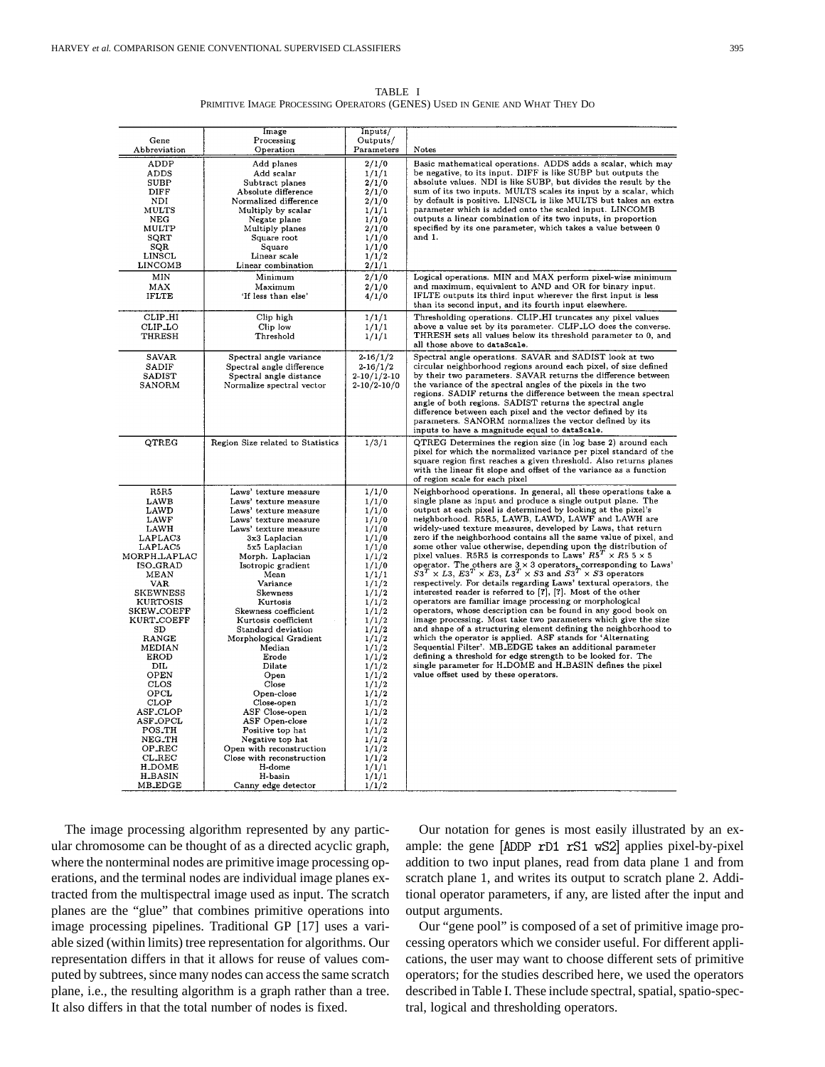TABLE I
PRIMITIVE IMAGE PROCESSING OPERATORS (GENES) USED IN GENIE AND WHAT THEY DO

| Gene Abbreviation | Image Processing Operation | Inputs/ Outputs/ Parameters | Notes |
|---|---|---|---|
| ADDP | Add planes | 2/1/0 | Basic mathematical operations. ADDS adds a scalar, which may be negative, to its input. DIFF is like SUBP but outputs the absolute values. NDI is like SUBP, but divides the result by the sum of its two inputs. MULTS scales its input by a scalar, which by default is positive. LINSCL is like MULTS but takes an extra parameter which is added onto the scaled input. LINCOMB outputs a linear combination of its two inputs, in proportion specified by its one parameter, which takes a value between 0 and 1. |
| ADDS | Add scalar | 1/1/1 | |
| SUBP | Subtract planes | 2/1/0 | |
| DIFF | Absolute difference | 2/1/0 | |
| NDI | Normalized difference | 2/1/0 | |
| MULTS | Multiply by scalar | 1/1/1 | |
| NEG | Negate plane | 1/1/0 | |
| MULTP | Multiply planes | 2/1/0 | |
| SQRT | Square root | 1/1/0 | |
| SQR | Square | 1/1/0 | |
| LINSCL | Linear scale | 1/1/2 | |
| LINCOMB | Linear combination | 2/1/1 | |
| MIN | Minimum | 2/1/0 | Logical operations. MIN and MAX perform pixel-wise minimum and maximum, equivalent to AND and OR for binary input. IFLTE outputs its third input wherever the first input is less than its second input, and its fourth input elsewhere. |
| MAX | Maximum | 2/1/0 | |
| IFLTE | 'If less than else' | 4/1/0 | |
| CLIP_HI | Clip high | 1/1/1 | Thresholding operations. CLIP_HI truncates any pixel values above a value set by its parameter. CLIP_LO does the converse. THRESH sets all values below its threshold parameter to 0, and all those above to `dataScale`. |
| CLIP_LO | Clip low | 1/1/1 | |
| THRESH | Threshold | 1/1/1 | |
| SAVAR | Spectral angle variance | 2-16/1/2 | Spectral angle operations. SAVAR and SADIST look at two circular neighborhood regions around each pixel, of size defined by their two parameters. SAVAR returns the difference between the variance of the spectral angles of the pixels in the two regions. SADIF returns the difference between the mean spectral angle of both regions. SADIST returns the spectral angle difference between each pixel and the vector defined by its parameters. SANORM normalizes the vector defined by its inputs to have a magnitude equal to `dataScale`. |
| SADIF | Spectral angle difference | 2-16/1/2 | |
| SADIST | Spectral angle distance | 2-10/1/2-10 | |
| SANORM | Normalize spectral vector | 2-10/2-10/0 | |
| QTREG | Region Size related to Statistics | 1/3/1 | QTREG Determines the region size (in log base 2) around each pixel for which the normalized variance per pixel standard of the square region first reaches a given threshold. Also returns planes with the linear fit slope and offset of the variance as a function of region scale for each pixel |
| R5R5 | Laws' texture measure | 1/1/0 | Neighborhood operations. In general, all these operations take a single plane as input and produce a single output plane. The output at each pixel is determined by looking at the pixel's neighborhood. R5R5, LAWB, LAWD, LAWF and LAWH are widely-used texture measures, developed by Laws, that return zero if the neighborhood contains all the same value of pixel, and some other value otherwise, depending upon the distribution of pixel values. R5R5 is corresponds to Laws' $R5^T \times R5$ 5 × 5 operator. The others are 3 × 3 operators, corresponding to Laws' $S3^T \times L3$, $E3^T \times E3$, $L3^T \times S3$ and $S3^T \times S3$ operators respectively. For details regarding Laws' textural operators, the interested reader is referred to [?], [?]. Most of the other operators are familiar image processing or morphological operators, whose description can be found in any good book on image processing. Most take two parameters which give the size and shape of a structuring element defining the neighborhood to which the operator is applied. ASF stands for 'Alternating Sequential Filter'. MB_EDGE takes an additional parameter defining a threshold for edge strength to be looked for. The single parameter for H_DOME and H_BASIN defines the pixel value offset used by these operators. |
| LAWB | Laws' texture measure | 1/1/0 | |
| LAWD | Laws' texture measure | 1/1/0 | |
| LAWF | Laws' texture measure | 1/1/0 | |
| LAWH | Laws' texture measure | 1/1/0 | |
| LAPLAC3 | 3x3 Laplacian | 1/1/0 | |
| LAPLAC5 | 5x5 Laplacian | 1/1/0 | |
| MORPH_LAPLAC | Morph. Laplacian | 1/1/2 | |
| ISO_GRAD | Isotropic gradient | 1/1/0 | |
| MEAN | Mean | 1/1/1 | |
| VAR | Variance | 1/1/2 | |
| SKEWNESS | Skewness | 1/1/2 | |
| KURTOSIS | Kurtosis | 1/1/2 | |
| SKEW_COEFF | Skewness coefficient | 1/1/2 | |
| KURT_COEFF | Kurtosis coefficient | 1/1/2 | |
| SD | Standard deviation | 1/1/2 | |
| RANGE | Morphological Gradient | 1/1/2 | |
| MEDIAN | Median | 1/1/2 | |
| EROD | Erode | 1/1/2 | |
| DIL | Dilate | 1/1/2 | |
| OPEN | Open | 1/1/2 | |
| CLOS | Close | 1/1/2 | |
| OPCL | Open-close | 1/1/2 | |
| CLOP | Close-open | 1/1/2 | |
| ASF_CLOP | ASF Close-open | 1/1/2 | |
| ASF_OPCL | ASF Open-close | 1/1/2 | |
| POS_TH | Positive top hat | 1/1/2 | |
| NEG_TH | Negative top hat | 1/1/2 | |
| OP_REC | Open with reconstruction | 1/1/2 | |
| CL_REC | Close with reconstruction | 1/1/2 | |
| H_DOME | H-dome | 1/1/1 | |
| H_BASIN | H-basin | 1/1/1 | |
| MB_EDGE | Canny edge detector | 1/1/2 | |

The image processing algorithm represented by any particular chromosome can be thought of as a directed acyclic graph, where the nonterminal nodes are primitive image processing operations, and the terminal nodes are individual image planes extracted from the multispectral image used as input. The scratch planes are the "glue" that combines primitive operations into image processing pipelines. Traditional GP [17] uses a variable sized (within limits) tree representation for algorithms. Our representation differs in that it allows for reuse of values computed by subtrees, since many nodes can access the same scratch plane, i.e., the resulting algorithm is a graph rather than a tree. It also differs in that the total number of nodes is fixed.

Our notation for genes is most easily illustrated by an example: the gene [`ADDP rD1 rS1 wS2`] applies pixel-by-pixel addition to two input planes, read from data plane 1 and from scratch plane 1, and writes its output to scratch plane 2. Additional operator parameters, if any, are listed after the input and output arguments.

Our "gene pool" is composed of a set of primitive image processing operators which we consider useful. For different applications, the user may want to choose different sets of primitive operators; for the studies described here, we used the operators described in Table I. These include spectral, spatial, spatio-spectral, logical and thresholding operators.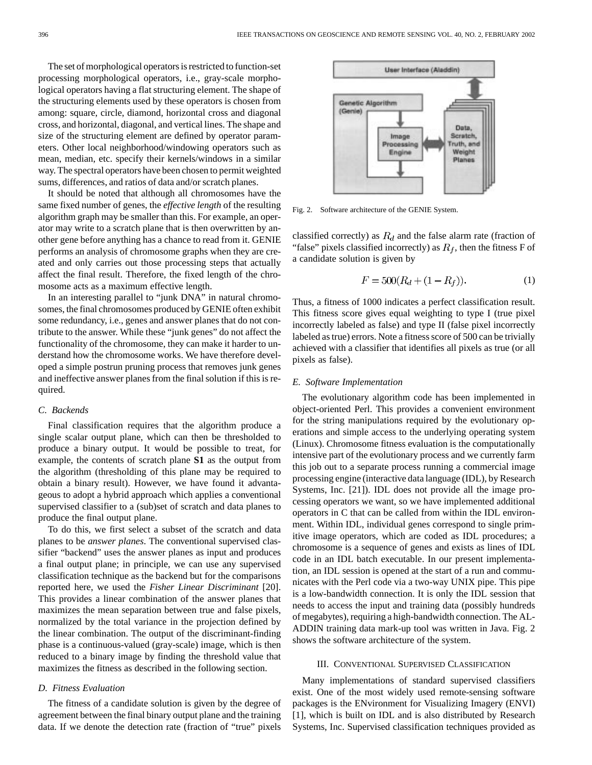The set of morphological operators is restricted to function-set processing morphological operators, i.e., gray-scale morphological operators having a flat structuring element. The shape of the structuring elements used by these operators is chosen from among: square, circle, diamond, horizontal cross and diagonal cross, and horizontal, diagonal, and vertical lines. The shape and size of the structuring element are defined by operator parameters. Other local neighborhood/windowing operators such as mean, median, etc. specify their kernels/windows in a similar way. The spectral operators have been chosen to permit weighted sums, differences, and ratios of data and/or scratch planes.

It should be noted that although all chromosomes have the same fixed number of genes, the *effective length* of the resulting algorithm graph may be smaller than this. For example, an operator may write to a scratch plane that is then overwritten by another gene before anything has a chance to read from it. GENIE performs an analysis of chromosome graphs when they are created and only carries out those processing steps that actually affect the final result. Therefore, the fixed length of the chromosome acts as a maximum effective length.

In an interesting parallel to "junk DNA" in natural chromosomes, the final chromosomes produced by GENIE often exhibit some redundancy, i.e., genes and answer planes that do not contribute to the answer. While these "junk genes" do not affect the functionality of the chromosome, they can make it harder to understand how the chromosome works. We have therefore developed a simple postrun pruning process that removes junk genes and ineffective answer planes from the final solution if this is required.

### C. Backends

Final classification requires that the algorithm produce a single scalar output plane, which can then be thresholded to produce a binary output. It would be possible to treat, for example, the contents of scratch plane **S1** as the output from the algorithm (thresholding of this plane may be required to obtain a binary result). However, we have found it advantageous to adopt a hybrid approach which applies a conventional supervised classifier to a (sub)set of scratch and data planes to produce the final output plane.

To do this, we first select a subset of the scratch and data planes to be *answer planes*. The conventional supervised classifier "backend" uses the answer planes as input and produces a final output plane; in principle, we can use any supervised classification technique as the backend but for the comparisons reported here, we used the *Fisher Linear Discriminant* [20]. This provides a linear combination of the answer planes that maximizes the mean separation between true and false pixels, normalized by the total variance in the projection defined by the linear combination. The output of the discriminant-finding phase is a continuous-valued (gray-scale) image, which is then reduced to a binary image by finding the threshold value that maximizes the fitness as described in the following section.

### D. Fitness Evaluation

The fitness of a candidate solution is given by the degree of agreement between the final binary output plane and the training data. If we denote the detection rate (fraction of "true" pixels classified correctly) as $R_d$ and the false alarm rate (fraction of "false" pixels classified incorrectly) as $R_f$, then the fitness F of a candidate solution is given by

$$F = 500(R_d + (1 - R_f)). \tag{1}$$

Thus, a fitness of 1000 indicates a perfect classification result. This fitness score gives equal weighting to type I (true pixel incorrectly labeled as false) and type II (false pixel incorrectly labeled as true) errors. Note a fitness score of 500 can be trivially achieved with a classifier that identifies all pixels as true (or all pixels as false).

User Interface (Aladdin)

Genetic Algorithm (Genie)

Image Processing Engine

Data, Scratch, Truth, and Weight Planes

Fig. 2. Software architecture of the GENIE System.

### E. Software Implementation

The evolutionary algorithm code has been implemented in object-oriented Perl. This provides a convenient environment for the string manipulations required by the evolutionary operations and simple access to the underlying operating system (Linux). Chromosome fitness evaluation is the computationally intensive part of the evolutionary process and we currently farm this job out to a separate process running a commercial image processing engine (interactive data language (IDL), by Research Systems, Inc. [21]). IDL does not provide all the image processing operators we want, so we have implemented additional operators in C that can be called from within the IDL environment. Within IDL, individual genes correspond to single primitive image operators, which are coded as IDL procedures; a chromosome is a sequence of genes and exists as lines of IDL code in an IDL batch executable. In our present implementation, an IDL session is opened at the start of a run and communicates with the Perl code via a two-way UNIX pipe. This pipe is a low-bandwidth connection. It is only the IDL session that needs to access the input and training data (possibly hundreds of megabytes), requiring a high-bandwidth connection. The ALADDIN training data mark-up tool was written in Java. Fig. 2 shows the software architecture of the system.

## III. Conventional Supervised Classification

Many implementations of standard supervised classifiers exist. One of the most widely used remote-sensing software packages is the ENvironment for Visualizing Imagery (ENVI) [1], which is built on IDL and is also distributed by Research Systems, Inc. Supervised classification techniques provided as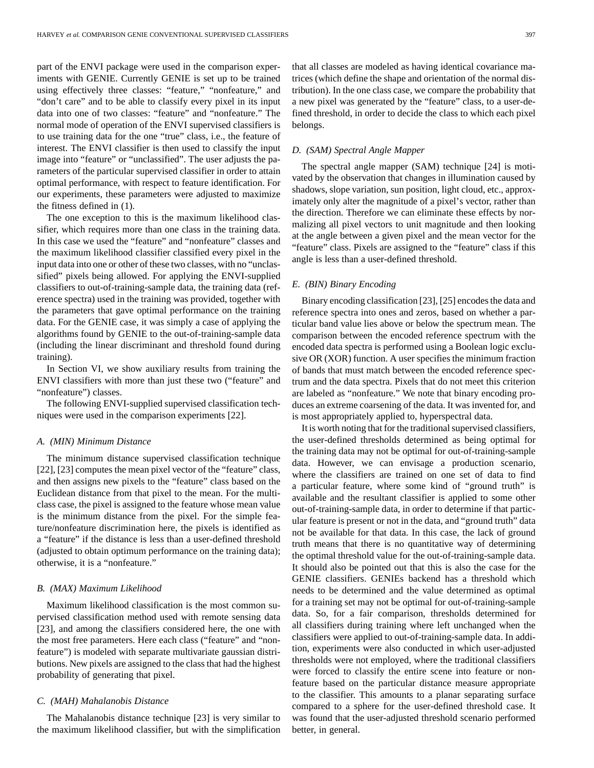part of the ENVI package were used in the comparison experiments with GENIE. Currently GENIE is set up to be trained using effectively three classes: "feature," "nonfeature," and "don't care" and to be able to classify every pixel in its input data into one of two classes: "feature" and "nonfeature." The normal mode of operation of the ENVI supervised classifiers is to use training data for the one "true" class, i.e., the feature of interest. The ENVI classifier is then used to classify the input image into "feature" or "unclassified". The user adjusts the parameters of the particular supervised classifier in order to attain optimal performance, with respect to feature identification. For our experiments, these parameters were adjusted to maximize the fitness defined in (1).

The one exception to this is the maximum likelihood classifier, which requires more than one class in the training data. In this case we used the "feature" and "nonfeature" classes and the maximum likelihood classifier classified every pixel in the input data into one or other of these two classes, with no "unclassified" pixels being allowed. For applying the ENVI-supplied classifiers to out-of-training-sample data, the training data (reference spectra) used in the training was provided, together with the parameters that gave optimal performance on the training data. For the GENIE case, it was simply a case of applying the algorithms found by GENIE to the out-of-training-sample data (including the linear discriminant and threshold found during training).

In Section VI, we show auxiliary results from training the ENVI classifiers with more than just these two ("feature" and "nonfeature") classes.

The following ENVI-supplied supervised classification techniques were used in the comparison experiments [22].

### A. (MIN) Minimum Distance

The minimum distance supervised classification technique [22], [23] computes the mean pixel vector of the "feature" class, and then assigns new pixels to the "feature" class based on the Euclidean distance from that pixel to the mean. For the multiclass case, the pixel is assigned to the feature whose mean value is the minimum distance from the pixel. For the simple feature/nonfeature discrimination here, the pixels is identified as a "feature" if the distance is less than a user-defined threshold (adjusted to obtain optimum performance on the training data); otherwise, it is a "nonfeature."

### B. (MAX) Maximum Likelihood

Maximum likelihood classification is the most common supervised classification method used with remote sensing data [23], and among the classifiers considered here, the one with the most free parameters. Here each class ("feature" and "nonfeature") is modeled with separate multivariate gaussian distributions. New pixels are assigned to the class that had the highest probability of generating that pixel.

### C. (MAH) Mahalanobis Distance

The Mahalanobis distance technique [23] is very similar to the maximum likelihood classifier, but with the simplification that all classes are modeled as having identical covariance matrices (which define the shape and orientation of the normal distribution). In the one class case, we compare the probability that a new pixel was generated by the "feature" class, to a user-defined threshold, in order to decide the class to which each pixel belongs.

### D. (SAM) Spectral Angle Mapper

The spectral angle mapper (SAM) technique [24] is motivated by the observation that changes in illumination caused by shadows, slope variation, sun position, light cloud, etc., approximately only alter the magnitude of a pixel's vector, rather than the direction. Therefore we can eliminate these effects by normalizing all pixel vectors to unit magnitude and then looking at the angle between a given pixel and the mean vector for the "feature" class. Pixels are assigned to the "feature" class if this angle is less than a user-defined threshold.

### E. (BIN) Binary Encoding

Binary encoding classification [23], [25] encodes the data and reference spectra into ones and zeros, based on whether a particular band value lies above or below the spectrum mean. The comparison between the encoded reference spectrum with the encoded data spectra is performed using a Boolean logic exclusive OR (XOR) function. A user specifies the minimum fraction of bands that must match between the encoded reference spectrum and the data spectra. Pixels that do not meet this criterion are labeled as "nonfeature." We note that binary encoding produces an extreme coarsening of the data. It was invented for, and is most appropriately applied to, hyperspectral data.

It is worth noting that for the traditional supervised classifiers, the user-defined thresholds determined as being optimal for the training data may not be optimal for out-of-training-sample data. However, we can envisage a production scenario, where the classifiers are trained on one set of data to find a particular feature, where some kind of "ground truth" is available and the resultant classifier is applied to some other out-of-training-sample data, in order to determine if that particular feature is present or not in the data, and "ground truth" data not be available for that data. In this case, the lack of ground truth means that there is no quantitative way of determining the optimal threshold value for the out-of-training-sample data. It should also be pointed out that this is also the case for the GENIE classifiers. GENIEs backend has a threshold which needs to be determined and the value determined as optimal for a training set may not be optimal for out-of-training-sample data. So, for a fair comparison, thresholds determined for all classifiers during training where left unchanged when the classifiers were applied to out-of-training-sample data. In addition, experiments were also conducted in which user-adjusted thresholds were not employed, where the traditional classifiers were forced to classify the entire scene into feature or nonfeature based on the particular distance measure appropriate to the classifier. This amounts to a planar separating surface compared to a sphere for the user-defined threshold case. It was found that the user-adjusted threshold scenario performed better, in general.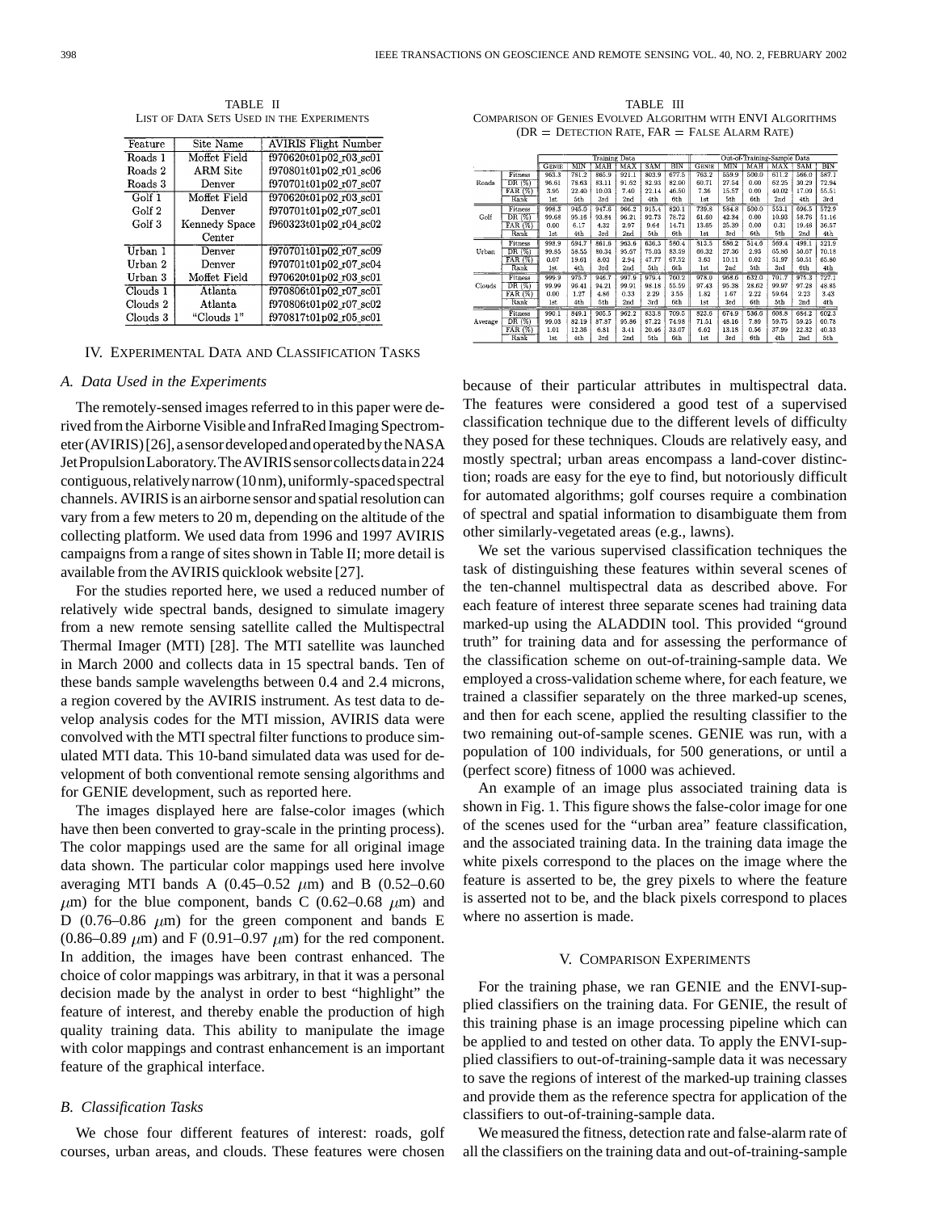TABLE II
LIST OF DATA SETS USED IN THE EXPERIMENTS

| Feature | Site Name | AVIRIS Flight Number |
|---|---|---|
| Roads 1 | Moffet Field | f970620t01p02_r03_sc01 |
| Roads 2 | ARM Site | f970801t01p02_r01_sc06 |
| Roads 3 | Denver | f970701t01p02_r07_sc07 |
| Golf 1 | Moffet Field | f970620t01p02_r03_sc01 |
| Golf 2 | Denver | f970701t01p02_r07_sc01 |
| Golf 3 | Kennedy Space Center | f960323t01p02_r04_sc02 |
| Urban 1 | Denver | f970701t01p02_r07_sc09 |
| Urban 2 | Denver | f970701t01p02_r07_sc04 |
| Urban 3 | Moffet Field | f970620t01p02_r03_sc01 |
| Clouds 1 | Atlanta | f970806t01p02_r07_sc01 |
| Clouds 2 | Atlanta | f970806t01p02_r07_sc02 |
| Clouds 3 | "Clouds 1" | f970817t01p02_r05_sc01 |

TABLE III
COMPARISON OF GENIES EVOLVED ALGORITHM WITH ENVI ALGORITHMS
(DR = DETECTION RATE, FAR = FALSE ALARM RATE)

| | | Training Data | | | | | | Out-of-Training-Sample Data | | | | | |
|---|---|---|---|---|---|---|---|---|---|---|---|---|---|
| | | GENIE | MIN | MAH | MAX | SAM | BIN | GENIE | MIN | MAH | MAX | SAM | BIN |
| Roads | Fitness | 963.3 | 781.2 | 865.9 | 921.1 | 803.9 | 677.5 | 763.2 | 559.9 | 500.0 | 611.2 | 566.0 | 587.1 |
| | DR (%) | 96.61 | 78.63 | 83.11 | 91.62 | 82.93 | 82.00 | 60.71 | 27.54 | 0.00 | 62.25 | 30.29 | 72.94 |
| | FAR (%) | 3.95 | 22.40 | 10.03 | 7.40 | 22.14 | 46.50 | 7.36 | 15.57 | 0.00 | 40.02 | 17.09 | 55.51 |
| | Rank | 1st | 5th | 3rd | 2nd | 4th | 6th | 1st | 5th | 6th | 2nd | 4th | 3rd |
| Golf | Fitness | 998.3 | 945.0 | 947.8 | 966.2 | 915.4 | 820.1 | 739.8 | 584.8 | 500.0 | 553.1 | 696.5 | 572.9 |
| | DR (%) | 99.68 | 95.16 | 93.84 | 96.21 | 92.73 | 78.72 | 61.60 | 42.34 | 0.00 | 10.93 | 58.76 | 51.16 |
| | FAR (%) | 0.00 | 6.17 | 4.32 | 2.97 | 9.64 | 14.71 | 13.65 | 25.39 | 0.00 | 0.31 | 19.46 | 36.57 |
| | Rank | 1st | 4th | 3rd | 2nd | 5th | 6th | 1st | 3rd | 6th | 5th | 2nd | 4th |
| Urban | Fitness | 998.9 | 694.7 | 861.6 | 963.6 | 636.3 | 580.4 | 813.5 | 586.2 | 514.6 | 569.4 | 499.1 | 521.9 |
| | DR (%) | 99.85 | 58.55 | 80.34 | 95.67 | 75.03 | 83.59 | 66.32 | 27.36 | 2.93 | 65.86 | 50.67 | 70.18 |
| | FAR (%) | 0.07 | 19.61 | 8.03 | 2.94 | 47.77 | 67.52 | 3.63 | 10.11 | 0.02 | 51.97 | 50.51 | 65.80 |
| | Rank | 1st | 4th | 3rd | 2nd | 5th | 6th | 1st | 2nd | 5th | 3rd | 6th | 4th |
| Clouds | Fitness | 999.9 | 975.7 | 946.7 | 997.9 | 979.4 | 760.2 | 978.0 | 968.6 | 632.0 | 701.7 | 975.3 | 727.1 |
| | DR (%) | 99.99 | 98.41 | 94.21 | 99.91 | 98.18 | 55.59 | 97.43 | 95.38 | 28.62 | 99.97 | 97.28 | 48.85 |
| | FAR (%) | 0.00 | 1.27 | 4.86 | 0.33 | 2.29 | 3.55 | 1.82 | 1.67 | 2.22 | 59.64 | 2.23 | 3.43 |
| | Rank | 1st | 4th | 5th | 2nd | 3rd | 6th | 1st | 3rd | 6th | 5th | 2nd | 4th |
| Average | Fitness | 990.1 | 849.1 | 905.5 | 962.2 | 833.8 | 709.5 | 823.6 | 674.9 | 536.6 | 608.8 | 684.2 | 602.3 |
| | DR (%) | 99.03 | 82.19 | 87.87 | 95.86 | 87.22 | 74.98 | 71.51 | 48.16 | 7.89 | 59.75 | 59.25 | 60.78 |
| | FAR (%) | 1.01 | 12.36 | 6.81 | 3.41 | 20.46 | 33.07 | 6.62 | 13.18 | 0.56 | 37.99 | 22.32 | 40.33 |
| | Rank | 1st | 4th | 3rd | 2nd | 5th | 6th | 1st | 3rd | 6th | 4th | 2nd | 5th |

## IV. EXPERIMENTAL DATA AND CLASSIFICATION TASKS

### A. Data Used in the Experiments

The remotely-sensed images referred to in this paper were derived from the Airborne Visible and InfraRed Imaging Spectrometer (AVIRIS) [26], a sensor developed and operated by the NASA Jet Propulsion Laboratory. The AVIRIS sensor collects data in 224 contiguous, relatively narrow (10 nm), uniformly-spaced spectral channels. AVIRIS is an airborne sensor and spatial resolution can vary from a few meters to 20 m, depending on the altitude of the collecting platform. We used data from 1996 and 1997 AVIRIS campaigns from a range of sites shown in Table II; more detail is available from the AVIRIS quicklook website [27].

For the studies reported here, we used a reduced number of relatively wide spectral bands, designed to simulate imagery from a new remote sensing satellite called the Multispectral Thermal Imager (MTI) [28]. The MTI satellite was launched in March 2000 and collects data in 15 spectral bands. Ten of these bands sample wavelengths between 0.4 and 2.4 microns, a region covered by the AVIRIS instrument. As test data to develop analysis codes for the MTI mission, AVIRIS data were convolved with the MTI spectral filter functions to produce simulated MTI data. This 10-band simulated data was used for development of both conventional remote sensing algorithms and for GENIE development, such as reported here.

The images displayed here are false-color images (which have then been converted to gray-scale in the printing process). The color mappings used are the same for all original image data shown. The particular color mappings used here involve averaging MTI bands A (0.45–0.52 $\mu$m) and B (0.52–0.60 $\mu$m) for the blue component, bands C (0.62–0.68 $\mu$m) and D (0.76–0.86 $\mu$m) for the green component and bands E (0.86–0.89 $\mu$m) and F (0.91–0.97 $\mu$m) for the red component. In addition, the images have been contrast enhanced. The choice of color mappings was arbitrary, in that it was a personal decision made by the analyst in order to best "highlight" the feature of interest, and thereby enable the production of high quality training data. This ability to manipulate the image with color mappings and contrast enhancement is an important feature of the graphical interface.

### B. Classification Tasks

We chose four different features of interest: roads, golf courses, urban areas, and clouds. These features were chosen because of their particular attributes in multispectral data. The features were considered a good test of a supervised classification technique due to the different levels of difficulty they posed for these techniques. Clouds are relatively easy, and mostly spectral; urban areas encompass a land-cover distinction; roads are easy for the eye to find, but notoriously difficult for automated algorithms; golf courses require a combination of spectral and spatial information to disambiguate them from other similarly-vegetated areas (e.g., lawns).

We set the various supervised classification techniques the task of distinguishing these features within several scenes of the ten-channel multispectral data as described above. For each feature of interest three separate scenes had training data marked-up using the ALADDIN tool. This provided "ground truth" for training data and for assessing the performance of the classification scheme on out-of-training-sample data. We employed a cross-validation scheme where, for each feature, we trained a classifier separately on the three marked-up scenes, and then for each scene, applied the resulting classifier to the two remaining out-of-sample scenes. GENIE was run, with a population of 100 individuals, for 500 generations, or until a (perfect score) fitness of 1000 was achieved.

An example of an image plus associated training data is shown in Fig. 1. This figure shows the false-color image for one of the scenes used for the "urban area" feature classification, and the associated training data. In the training data image the white pixels correspond to the places on the image where the feature is asserted to be, the grey pixels to where the feature is asserted not to be, and the black pixels correspond to places where no assertion is made.

## V. COMPARISON EXPERIMENTS

For the training phase, we ran GENIE and the ENVI-supplied classifiers on the training data. For GENIE, the result of this training phase is an image processing pipeline which can be applied to and tested on other data. To apply the ENVI-supplied classifiers to out-of-training-sample data it was necessary to save the regions of interest of the marked-up training classes and provide them as the reference spectra for application of the classifiers to out-of-training-sample data.

We measured the fitness, detection rate and false-alarm rate of all the classifiers on the training data and out-of-training-sample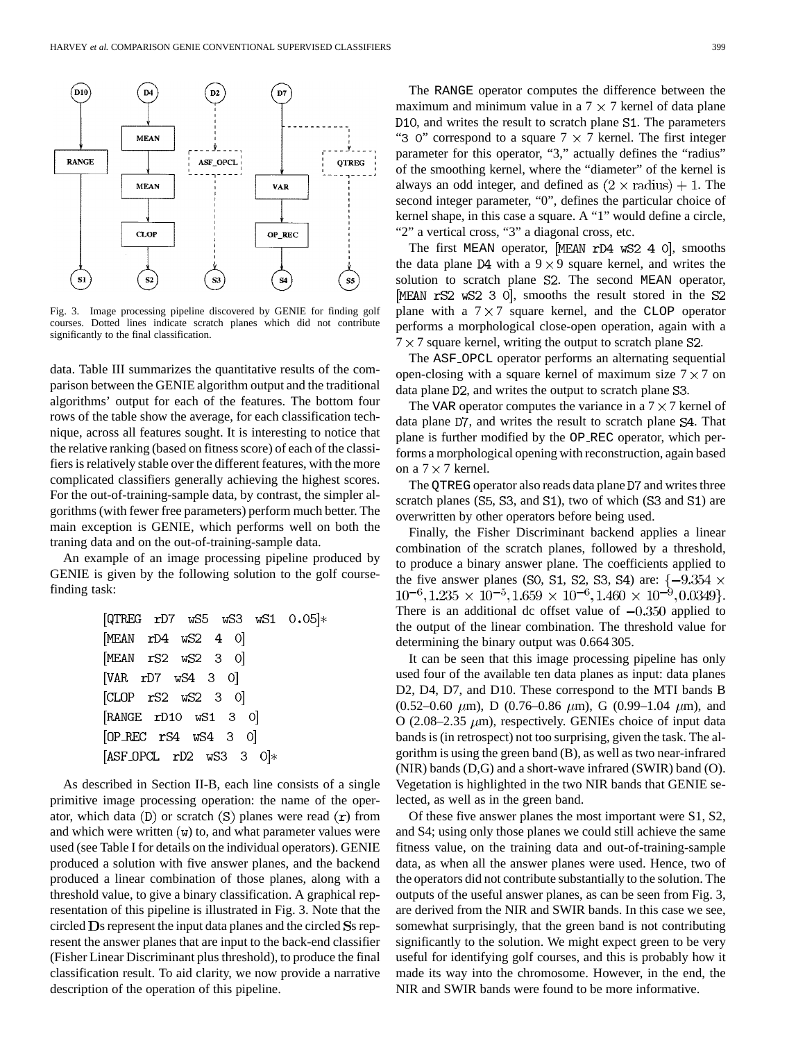Fig. 3. Image processing pipeline discovered by GENIE for finding golf courses. Dotted lines indicate scratch planes which did not contribute significantly to the final classification.

data. Table III summarizes the quantitative results of the comparison between the GENIE algorithm output and the traditional algorithms' output for each of the features. The bottom four rows of the table show the average, for each classification technique, across all features sought. It is interesting to notice that the relative ranking (based on fitness score) of each of the classifiers is relatively stable over the different features, with the more complicated classifiers generally achieving the highest scores. For the out-of-training-sample data, by contrast, the simpler algorithms (with fewer free parameters) perform much better. The main exception is GENIE, which performs well on both the traning data and on the out-of-training-sample data.

An example of an image processing pipeline produced by GENIE is given by the following solution to the golf course-finding task:

```
[QTREG rD7 wS5 wS3 wS1 0.05]*
[MEAN rD4 wS2 4 0]
[MEAN rS2 wS2 3 0]
[VAR rD7 wS4 3 0]
[CLOP rS2 wS2 3 0]
[RANGE rD10 wS1 3 0]
[OP_REC rS4 wS4 3 0]
[ASF_OPCL rD2 wS3 3 0]*
```

As described in Section II-B, each line consists of a single primitive image processing operation: the name of the operator, which data (D) or scratch (S) planes were read (r) from and which were written (w) to, and what parameter values were used (see Table I for details on the individual operators). GENIE produced a solution with five answer planes, and the backend produced a linear combination of those planes, along with a threshold value, to give a binary classification. A graphical representation of this pipeline is illustrated in Fig. 3. Note that the circled Ds represent the input data planes and the circled Ss represent the answer planes that are input to the back-end classifier (Fisher Linear Discriminant plus threshold), to produce the final classification result. To aid clarity, we now provide a narrative description of the operation of this pipeline.

The RANGE operator computes the difference between the maximum and minimum value in a $7 \times 7$ kernel of data plane D10, and writes the result to scratch plane S1. The parameters "3 0" correspond to a square $7 \times 7$ kernel. The first integer parameter for this operator, "3," actually defines the "radius" of the smoothing kernel, where the "diameter" of the kernel is always an odd integer, and defined as $(2 \times \text{radius}) + 1$. The second integer parameter, "0", defines the particular choice of kernel shape, in this case a square. A "1" would define a circle, "2" a vertical cross, "3" a diagonal cross, etc.

The first MEAN operator, [MEAN rD4 wS2 4 0], smooths the data plane D4 with a $9 \times 9$ square kernel, and writes the solution to scratch plane S2. The second MEAN operator, [MEAN rS2 wS2 3 0], smooths the result stored in the S2 plane with a $7 \times 7$ square kernel, and the CLOP operator performs a morphological close-open operation, again with a $7 \times 7$ square kernel, writing the output to scratch plane S2.

The ASF_OPCL operator performs an alternating sequential open-closing with a square kernel of maximum size $7 \times 7$ on data plane D2, and writes the output to scratch plane S3.

The VAR operator computes the variance in a $7 \times 7$ kernel of data plane D7, and writes the result to scratch plane S4. That plane is further modified by the OP_REC operator, which performs a morphological opening with reconstruction, again based on a $7 \times 7$ kernel.

The QTREG operator also reads data plane D7 and writes three scratch planes (S5, S3, and S1), two of which (S3 and S1) are overwritten by other operators before being used.

Finally, the Fisher Discriminant backend applies a linear combination of the scratch planes, followed by a threshold, to produce a binary answer plane. The coefficients applied to the five answer planes (S0, S1, S2, S3, S4) are: $\{-9.354 \times 10^{-6}, 1.235 \times 10^{-5}, 1.659 \times 10^{-6}, 1.460 \times 10^{-9}, 0.0349\}$. There is an additional dc offset value of $-0.350$ applied to the output of the linear combination. The threshold value for determining the binary output was 0.664 305.

It can be seen that this image processing pipeline has only used four of the available ten data planes as input: data planes D2, D4, D7, and D10. These correspond to the MTI bands B (0.52–0.60 $\mu$m), D (0.76–0.86 $\mu$m), G (0.99–1.04 $\mu$m), and O (2.08–2.35 $\mu$m), respectively. GENIEs choice of input data bands is (in retrospect) not too surprising, given the task. The algorithm is using the green band (B), as well as two near-infrared (NIR) bands (D,G) and a short-wave infrared (SWIR) band (O). Vegetation is highlighted in the two NIR bands that GENIE selected, as well as in the green band.

Of these five answer planes the most important were S1, S2, and S4; using only those planes we could still achieve the same fitness value, on the training data and out-of-training-sample data, as when all the answer planes were used. Hence, two of the operators did not contribute substantially to the solution. The outputs of the useful answer planes, as can be seen from Fig. 3, are derived from the NIR and SWIR bands. In this case we see, somewhat surprisingly, that the green band is not contributing significantly to the solution. We might expect green to be very useful for identifying golf courses, and this is probably how it made its way into the chromosome. However, in the end, the NIR and SWIR bands were found to be more informative.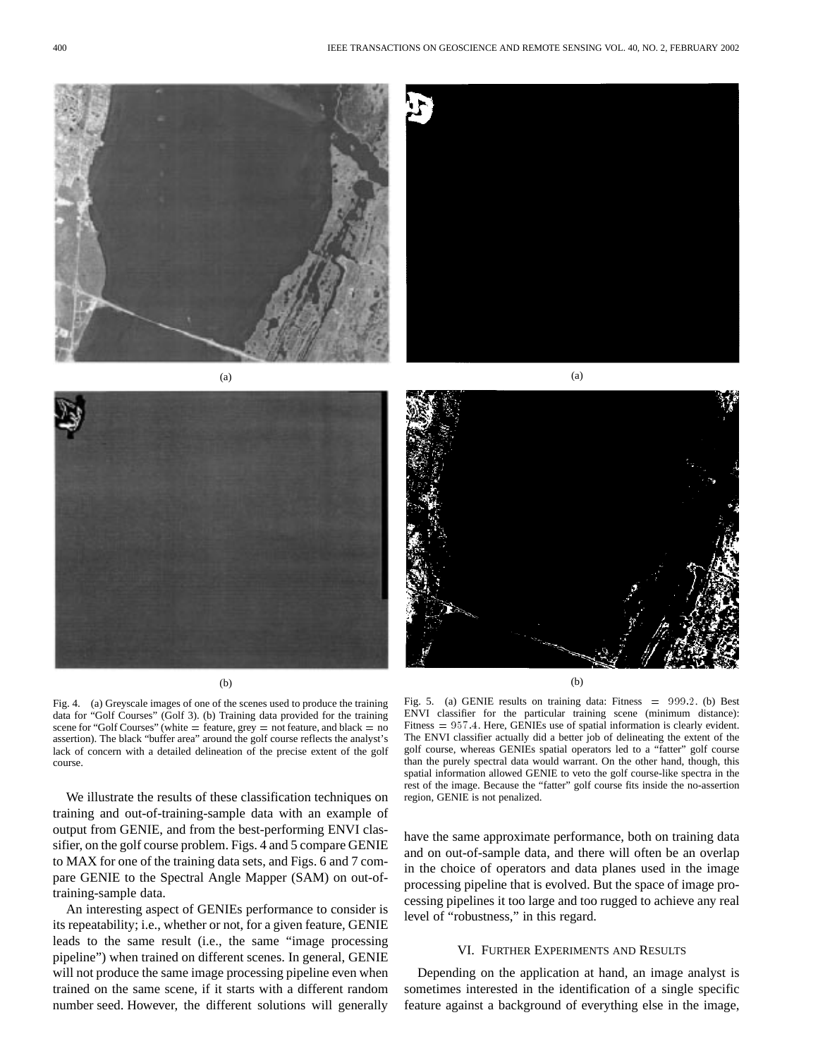(a)

(b)

Fig. 4. (a) Greyscale images of one of the scenes used to produce the training data for "Golf Courses" (Golf 3). (b) Training data provided for the training scene for "Golf Courses" (white = feature, grey = not feature, and black = no assertion). The black "buffer area" around the golf course reflects the analyst's lack of concern with a detailed delineation of the precise extent of the golf course.

(a)

(b)

Fig. 5. (a) GENIE results on training data: Fitness $= 999.2$. (b) Best ENVI classifier for the particular training scene (minimum distance): Fitness $= 957.4$. Here, GENIEs use of spatial information is clearly evident. The ENVI classifier actually did a better job of delineating the extent of the golf course, whereas GENIEs spatial operators led to a "fatter" golf course than the purely spectral data would warrant. On the other hand, though, this spatial information allowed GENIE to veto the golf course-like spectra in the rest of the image. Because the "fatter" golf course fits inside the no-assertion region, GENIE is not penalized.

We illustrate the results of these classification techniques on training and out-of-training-sample data with an example of output from GENIE, and from the best-performing ENVI classifier, on the golf course problem. Figs. 4 and 5 compare GENIE to MAX for one of the training data sets, and Figs. 6 and 7 compare GENIE to the Spectral Angle Mapper (SAM) on out-of-training-sample data.

An interesting aspect of GENIEs performance to consider is its repeatability; i.e., whether or not, for a given feature, GENIE leads to the same result (i.e., the same "image processing pipeline") when trained on different scenes. In general, GENIE will not produce the same image processing pipeline even when trained on the same scene, if it starts with a different random number seed. However, the different solutions will generally have the same approximate performance, both on training data and on out-of-sample data, and there will often be an overlap in the choice of operators and data planes used in the image processing pipeline that is evolved. But the space of image processing pipelines it too large and too rugged to achieve any real level of "robustness," in this regard.

## VI. Further Experiments and Results

Depending on the application at hand, an image analyst is sometimes interested in the identification of a single specific feature against a background of everything else in the image,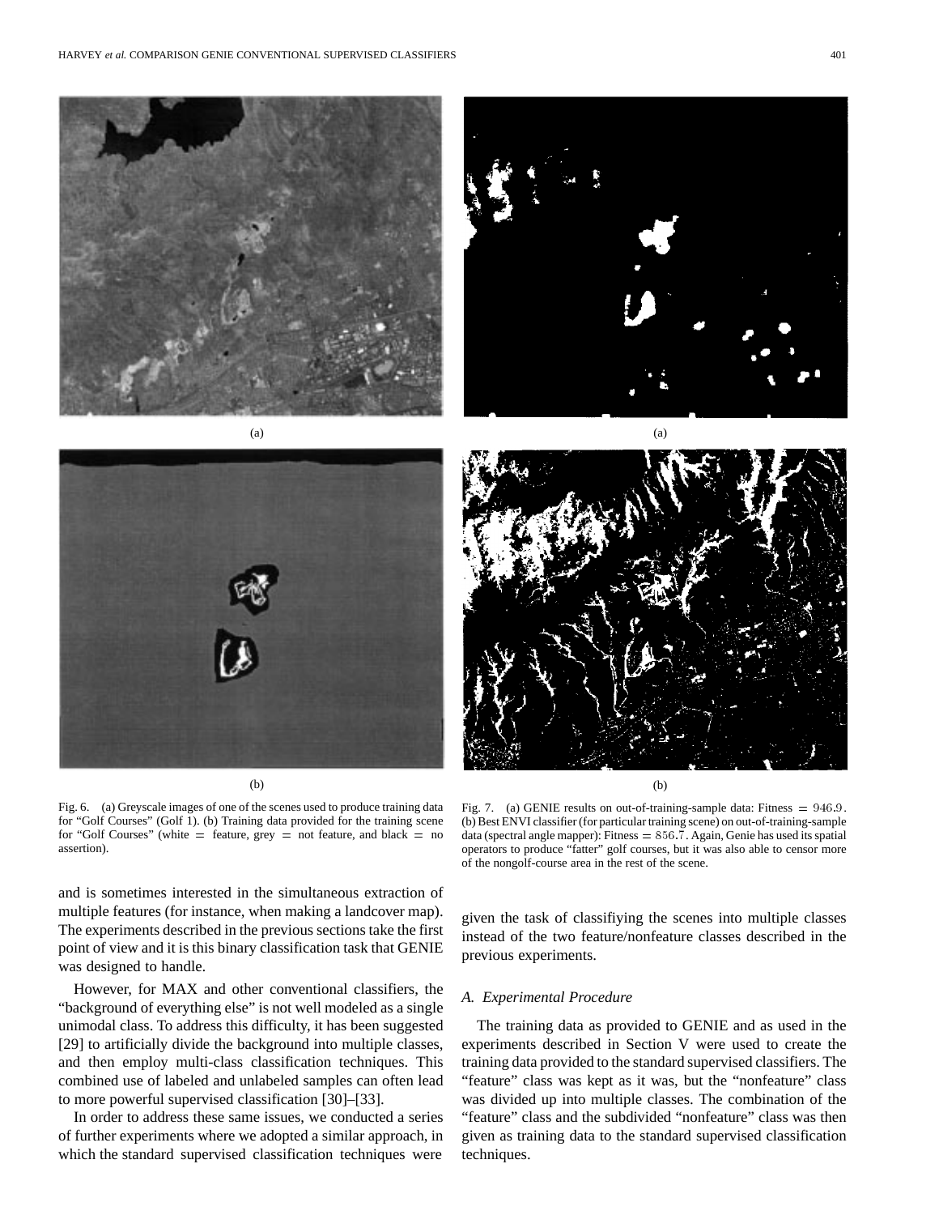Fig. 6. (a) Greyscale images of one of the scenes used to produce training data for "Golf Courses" (Golf 1). (b) Training data provided for the training scene for "Golf Courses" (white = feature, grey = not feature, and black = no assertion).

Fig. 7. (a) GENIE results on out-of-training-sample data: Fitness = 946.9. (b) Best ENVI classifier (for particular training scene) on out-of-training-sample data (spectral angle mapper): Fitness = 856.7. Again, Genie has used its spatial operators to produce "fatter" golf courses, but it was also able to censor more of the nongolf-course area in the rest of the scene.

and is sometimes interested in the simultaneous extraction of multiple features (for instance, when making a landcover map). The experiments described in the previous sections take the first point of view and it is this binary classification task that GENIE was designed to handle.

However, for MAX and other conventional classifiers, the "background of everything else" is not well modeled as a single unimodal class. To address this difficulty, it has been suggested [29] to artificially divide the background into multiple classes, and then employ multi-class classification techniques. This combined use of labeled and unlabeled samples can often lead to more powerful supervised classification [30]–[33].

In order to address these same issues, we conducted a series of further experiments where we adopted a similar approach, in which the standard supervised classification techniques were given the task of classifiying the scenes into multiple classes instead of the two feature/nonfeature classes described in the previous experiments.

### A. Experimental Procedure

The training data as provided to GENIE and as used in the experiments described in Section V were used to create the training data provided to the standard supervised classifiers. The "feature" class was kept as it was, but the "nonfeature" class was divided up into multiple classes. The combination of the "feature" class and the subdivided "nonfeature" class was then given as training data to the standard supervised classification techniques.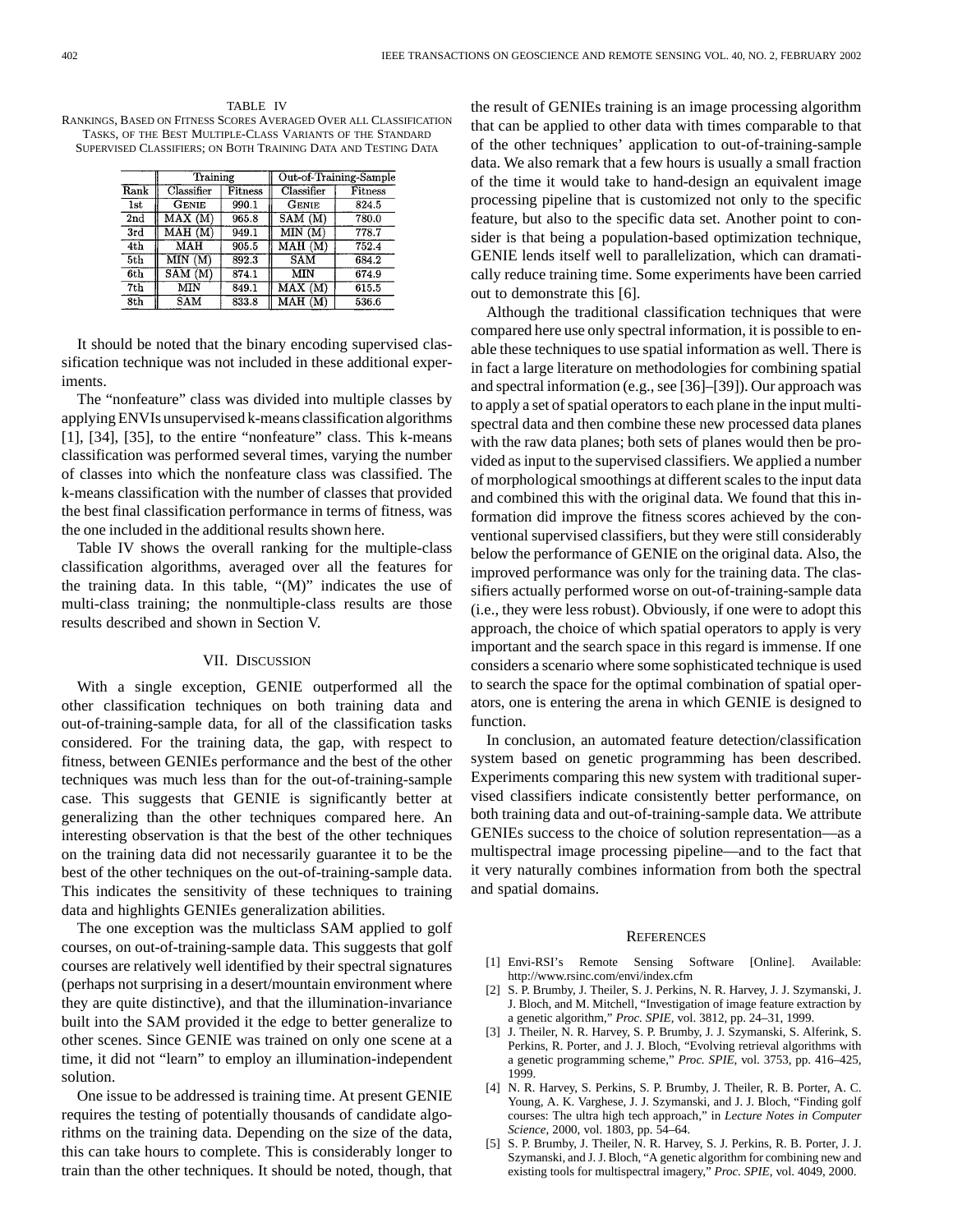TABLE IV
RANKINGS, BASED ON FITNESS SCORES AVERAGED OVER ALL CLASSIFICATION TASKS, OF THE BEST MULTIPLE-CLASS VARIANTS OF THE STANDARD SUPERVISED CLASSIFIERS; ON BOTH TRAINING DATA AND TESTING DATA

| | Training | | Out-of-Training-Sample | |
|---|---|---|---|---|
| Rank | Classifier | Fitness | Classifier | Fitness |
| 1st | GENIE | 990.1 | GENIE | 824.5 |
| 2nd | MAX (M) | 965.8 | SAM (M) | 780.0 |
| 3rd | MAH (M) | 949.1 | MIN (M) | 778.7 |
| 4th | MAH | 905.5 | MAH (M) | 752.4 |
| 5th | MIN (M) | 892.3 | SAM | 684.2 |
| 6th | SAM (M) | 874.1 | MIN | 674.9 |
| 7th | MIN | 849.1 | MAX (M) | 615.5 |
| 8th | SAM | 833.8 | MAH (M) | 536.6 |

It should be noted that the binary encoding supervised classification technique was not included in these additional experiments.

The "nonfeature" class was divided into multiple classes by applying ENVIs unsupervised k-means classification algorithms [1], [34], [35], to the entire "nonfeature" class. This k-means classification was performed several times, varying the number of classes into which the nonfeature class was classified. The k-means classification with the number of classes that provided the best final classification performance in terms of fitness, was the one included in the additional results shown here.

Table IV shows the overall ranking for the multiple-class classification algorithms, averaged over all the features for the training data. In this table, "(M)" indicates the use of multi-class training; the nonmultiple-class results are those results described and shown in Section V.

## VII. DISCUSSION

With a single exception, GENIE outperformed all the other classification techniques on both training data and out-of-training-sample data, for all of the classification tasks considered. For the training data, the gap, with respect to fitness, between GENIEs performance and the best of the other techniques was much less than for the out-of-training-sample case. This suggests that GENIE is significantly better at generalizing than the other techniques compared here. An interesting observation is that the best of the other techniques on the training data did not necessarily guarantee it to be the best of the other techniques on the out-of-training-sample data. This indicates the sensitivity of these techniques to training data and highlights GENIEs generalization abilities.

The one exception was the multiclass SAM applied to golf courses, on out-of-training-sample data. This suggests that golf courses are relatively well identified by their spectral signatures (perhaps not surprising in a desert/mountain environment where they are quite distinctive), and that the illumination-invariance built into the SAM provided it the edge to better generalize to other scenes. Since GENIE was trained on only one scene at a time, it did not "learn" to employ an illumination-independent solution.

One issue to be addressed is training time. At present GENIE requires the testing of potentially thousands of candidate algorithms on the training data. Depending on the size of the data, this can take hours to complete. This is considerably longer to train than the other techniques. It should be noted, though, that the result of GENIEs training is an image processing algorithm that can be applied to other data with times comparable to that of the other techniques' application to out-of-training-sample data. We also remark that a few hours is usually a small fraction of the time it would take to hand-design an equivalent image processing pipeline that is customized not only to the specific feature, but also to the specific data set. Another point to consider is that being a population-based optimization technique, GENIE lends itself well to parallelization, which can dramatically reduce training time. Some experiments have been carried out to demonstrate this [6].

Although the traditional classification techniques that were compared here use only spectral information, it is possible to enable these techniques to use spatial information as well. There is in fact a large literature on methodologies for combining spatial and spectral information (e.g., see [36]–[39]). Our approach was to apply a set of spatial operators to each plane in the input multispectral data and then combine these new processed data planes with the raw data planes; both sets of planes would then be provided as input to the supervised classifiers. We applied a number of morphological smoothings at different scales to the input data and combined this with the original data. We found that this information did improve the fitness scores achieved by the conventional supervised classifiers, but they were still considerably below the performance of GENIE on the original data. Also, the improved performance was only for the training data. The classifiers actually performed worse on out-of-training-sample data (i.e., they were less robust). Obviously, if one were to adopt this approach, the choice of which spatial operators to apply is very important and the search space in this regard is immense. If one considers a scenario where some sophisticated technique is used to search the space for the optimal combination of spatial operators, one is entering the arena in which GENIE is designed to function.

In conclusion, an automated feature detection/classification system based on genetic programming has been described. Experiments comparing this new system with traditional supervised classifiers indicate consistently better performance, on both training data and out-of-training-sample data. We attribute GENIEs success to the choice of solution representation—as a multispectral image processing pipeline—and to the fact that it very naturally combines information from both the spectral and spatial domains.

## REFERENCES

[1] Envi-RSI's Remote Sensing Software [Online]. Available: http://www.rsinc.com/envi/index.cfm

[2] S. P. Brumby, J. Theiler, S. J. Perkins, N. R. Harvey, J. J. Szymanski, J. J. Bloch, and M. Mitchell, "Investigation of image feature extraction by a genetic algorithm," *Proc. SPIE*, vol. 3812, pp. 24–31, 1999.

[3] J. Theiler, N. R. Harvey, S. P. Brumby, J. J. Szymanski, S. Alferink, S. Perkins, R. Porter, and J. J. Bloch, "Evolving retrieval algorithms with a genetic programming scheme," *Proc. SPIE*, vol. 3753, pp. 416–425, 1999.

[4] N. R. Harvey, S. Perkins, S. P. Brumby, J. Theiler, R. B. Porter, A. C. Young, A. K. Varghese, J. J. Szymanski, and J. J. Bloch, "Finding golf courses: The ultra high tech approach," in *Lecture Notes in Computer Science*, 2000, vol. 1803, pp. 54–64.

[5] S. P. Brumby, J. Theiler, N. R. Harvey, S. J. Perkins, R. B. Porter, J. J. Szymanski, and J. J. Bloch, "A genetic algorithm for combining new and existing tools for multispectral imagery," *Proc. SPIE*, vol. 4049, 2000.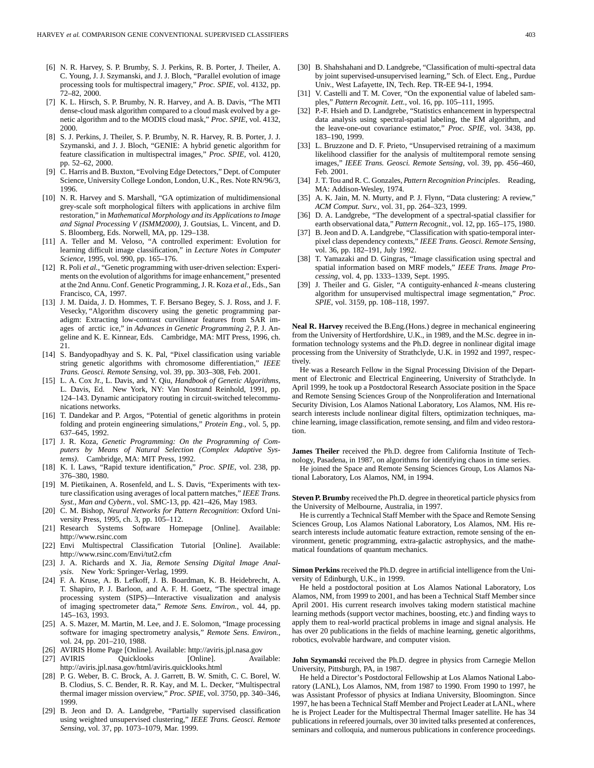[6] N. R. Harvey, S. P. Brumby, S. J. Perkins, R. B. Porter, J. Theiler, A. C. Young, J. J. Szymanski, and J. J. Bloch, "Parallel evolution of image processing tools for multispectral imagery," *Proc. SPIE*, vol. 4132, pp. 72–82, 2000.

[7] K. L. Hirsch, S. P. Brumby, N. R. Harvey, and A. B. Davis, "The MTI dense-cloud mask algorithm compared to a cloud mask evolved by a genetic algorithm and to the MODIS cloud mask," *Proc. SPIE*, vol. 4132, 2000.

[8] S. J. Perkins, J. Theiler, S. P. Brumby, N. R. Harvey, R. B. Porter, J. J. Szymanski, and J. J. Bloch, "GENIE: A hybrid genetic algorithm for feature classification in multispectral images," *Proc. SPIE*, vol. 4120, pp. 52–62, 2000.

[9] C. Harris and B. Buxton, "Evolving Edge Detectors," Dept. of Computer Science, University College London, London, U.K., Res. Note RN/96/3, 1996.

[10] N. R. Harvey and S. Marshall, "GA optimization of multidimensional grey-scale soft morphological filters with applications in archive film restoration," in *Mathematical Morphology and its Applications to Image and Signal Processing V (ISMM2000)*, J. Goutsias, L. Vincent, and D. S. Bloomberg, Eds. Norwell, MA, pp. 129–138.

[11] A. Teller and M. Veloso, "A controlled experiment: Evolution for learning difficult image classification," in *Lecture Notes in Computer Science*, 1995, vol. 990, pp. 165–176.

[12] R. Poli *et al.*, "Genetic programming with user-driven selection: Experiments on the evolution of algorithms for image enhancement," presented at the 2nd Annu. Conf. Genetic Programming, J. R. Koza *et al.*, Eds., San Francisco, CA, 1997.

[13] J. M. Daida, J. D. Hommes, T. F. Bersano Begey, S. J. Ross, and J. F. Vesecky, "Algorithm discovery using the genetic programming paradigm: Extracting low-contrast curvilinear features from SAR images of arctic ice," in *Advances in Genetic Programming 2*, P. J. Angeline and K. E. Kinnear, Eds. Cambridge, MA: MIT Press, 1996, ch. 21.

[14] S. Bandyopadhyay and S. K. Pal, "Pixel classification using variable string genetic algorithms with chromosome differentiation," *IEEE Trans. Geosci. Remote Sensing*, vol. 39, pp. 303–308, Feb. 2001.

[15] L. A. Cox Jr., L. Davis, and Y. Qiu, *Handbook of Genetic Algorithms*, L. Davis, Ed. New York, NY: Van Nostrand Reinhold, 1991, pp. 124–143. Dynamic anticipatory routing in circuit-switched telecommunications networks.

[16] T. Dandekar and P. Argos, "Potential of genetic algorithms in protein folding and protein engineering simulations," *Protein Eng.*, vol. 5, pp. 637–645, 1992.

[17] J. R. Koza, *Genetic Programming: On the Programming of Computers by Means of Natural Selection (Complex Adaptive Systems)*. Cambridge, MA: MIT Press, 1992.

[18] K. I. Laws, "Rapid texture identification," *Proc. SPIE*, vol. 238, pp. 376–380, 1980.

[19] M. Pietikainen, A. Rosenfeld, and L. S. Davis, "Experiments with texture classification using averages of local pattern matches," *IEEE Trans. Syst., Man and Cybern.*, vol. SMC-13, pp. 421–426, May 1983.

[20] C. M. Bishop, *Neural Networks for Pattern Recognition*: Oxford University Press, 1995, ch. 3, pp. 105–112.

[21] Research Systems Software Homepage [Online]. Available: http://www.rsinc.com

[22] Envi Multispectral Classification Tutorial [Online]. Available: http://www.rsinc.com/Envi/tut2.cfm

[23] J. A. Richards and X. Jia, *Remote Sensing Digital Image Analysis*. New York: Springer-Verlag, 1999.

[24] F. A. Kruse, A. B. Lefkoff, J. B. Boardman, K. B. Heidebrecht, A. T. Shapiro, P. J. Barloon, and A. F. H. Goetz, "The spectral image processing system (SIPS)—Interactive visualization and analysis of imaging spectrometer data," *Remote Sens. Environ.*, vol. 44, pp. 145–163, 1993.

[25] A. S. Mazer, M. Martin, M. Lee, and J. E. Solomon, "Image processing software for imaging spectrometry analysis," *Remote Sens. Environ.*, vol. 24, pp. 201–210, 1988.

[26] AVIRIS Home Page [Online]. Available: http://aviris.jpl.nasa.gov

[27] AVIRIS Quicklooks [Online]. Available: http://aviris.jpl.nasa.gov/html/aviris.quicklooks.html

[28] P. G. Weber, B. C. Brock, A. J. Garrett, B. W. Smith, C. C. Borel, W. B. Clodius, S. C. Bender, R. R. Kay, and M. L. Decker, "Multispectral thermal imager mission overview," *Proc. SPIE*, vol. 3750, pp. 340–346, 1999.

[29] B. Jeon and D. A. Landgrebe, "Partially supervised classification using weighted unsupervised clustering," *IEEE Trans. Geosci. Remote Sensing*, vol. 37, pp. 1073–1079, Mar. 1999.

[30] B. Shahshahani and D. Landgrebe, "Classification of multi-spectral data by joint supervised-unsupervised learning," Sch. of Elect. Eng., Purdue Univ., West Lafayette, IN, Tech. Rep. TR-EE 94-1, 1994.

[31] V. Castelli and T. M. Cover, "On the exponential value of labeled samples," *Pattern Recognit. Lett.*, vol. 16, pp. 105–111, 1995.

[32] P.-F. Hsieh and D. Landgrebe, "Statistics enhancement in hyperspectral data analysis using spectral-spatial labeling, the EM algorithm, and the leave-one-out covariance estimator," *Proc. SPIE*, vol. 3438, pp. 183–190, 1999.

[33] L. Bruzzone and D. F. Prieto, "Unsupervised retraining of a maximum likelihood classifier for the analysis of multitemporal remote sensing images," *IEEE Trans. Geosci. Remote Sensing*, vol. 39, pp. 456–460, Feb. 2001.

[34] J. T. Tou and R. C. Gonzales, *Pattern Recognition Principles*. Reading, MA: Addison-Wesley, 1974.

[35] A. K. Jain, M. N. Murty, and P. J. Flynn, "Data clustering: A review," *ACM Comput. Surv.*, vol. 31, pp. 264–323, 1999.

[36] D. A. Landgrebe, "The development of a spectral-spatial classifier for earth observational data," *Pattern Recognit.*, vol. 12, pp. 165–175, 1980.

[37] B. Jeon and D. A. Landgrebe, "Classification with spatio-temporal interpixel class dependency contexts," *IEEE Trans. Geosci. Remote Sensing*, vol. 36, pp. 182–191, July 1992.

[38] T. Yamazaki and D. Gingras, "Image classification using spectral and spatial information based on MRF models," *IEEE Trans. Image Processing*, vol. 4, pp. 1333–1339, Sept. 1995.

[39] J. Theiler and G. Gisler, "A contiguity-enhanced $k$-means clustering algorithm for unsupervised multispectral image segmentation," *Proc. SPIE*, vol. 3159, pp. 108–118, 1997.

**Neal R. Harvey** received the B.Eng.(Hons.) degree in mechanical engineering from the University of Hertfordshire, U.K., in 1989, and the M.Sc. degree in information technology systems and the Ph.D. degree in nonlinear digital image processing from the University of Strathclyde, U.K. in 1992 and 1997, respectively.

He was a Research Fellow in the Signal Processing Division of the Department of Electronic and Electrical Engineering, University of Strathclyde. In April 1999, he took up a Postdoctoral Research Associate position in the Space and Remote Sensing Sciences Group of the Nonproliferation and International Security Division, Los Alamos National Laboratory, Los Alamos, NM. His research interests include nonlinear digital filters, optimization techniques, machine learning, image classification, remote sensing, and film and video restoration.

**James Theiler** received the Ph.D. degree from California Institute of Technology, Pasadena, in 1987, on algorithms for identifying chaos in time series.

He joined the Space and Remote Sensing Sciences Group, Los Alamos National Laboratory, Los Alamos, NM, in 1994.

**Steven P. Brumby** received the Ph.D. degree in theoretical particle physics from the University of Melbourne, Australia, in 1997.

He is currently a Technical Staff Member with the Space and Remote Sensing Sciences Group, Los Alamos National Laboratory, Los Alamos, NM. His research interests include automatic feature extraction, remote sensing of the environment, genetic programming, extra-galactic astrophysics, and the mathematical foundations of quantum mechanics.

**Simon Perkins** received the Ph.D. degree in artificial intelligence from the University of Edinburgh, U.K., in 1999.

He held a postdoctoral position at Los Alamos National Laboratory, Los Alamos, NM, from 1999 to 2001, and has been a Technical Staff Member since April 2001. His current research involves taking modern statistical machine learning methods (support vector machines, boosting, etc.) and finding ways to apply them to real-world practical problems in image and signal analysis. He has over 20 publications in the fields of machine learning, genetic algorithms, robotics, evolvable hardware, and computer vision.

**John Szymanski** received the Ph.D. degree in physics from Carnegie Mellon University, Pittsburgh, PA, in 1987.

He held a Director's Postdoctoral Fellowship at Los Alamos National Laboratory (LANL), Los Alamos, NM, from 1987 to 1990. From 1990 to 1997, he was Assistant Professor of physics at Indiana University, Bloomington. Since 1997, he has been a Technical Staff Member and Project Leader at LANL, where he is Project Leader for the Multispectral Thermal Imager satellite. He has 34 publications in refereed journals, over 30 invited talks presented at conferences, seminars and colloquia, and numerous publications in conference proceedings.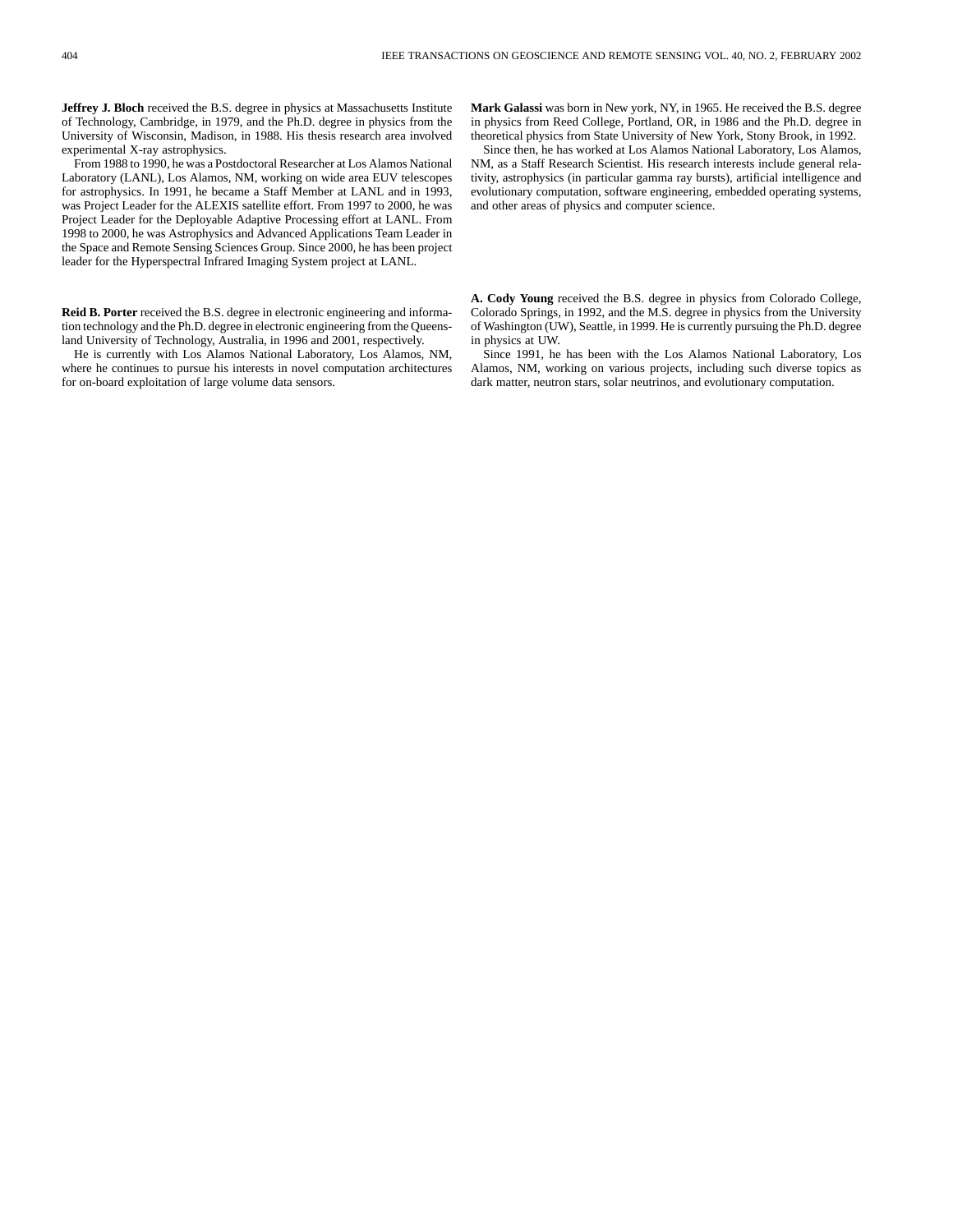**Jeffrey J. Bloch** received the B.S. degree in physics at Massachusetts Institute of Technology, Cambridge, in 1979, and the Ph.D. degree in physics from the University of Wisconsin, Madison, in 1988. His thesis research area involved experimental X-ray astrophysics.

From 1988 to 1990, he was a Postdoctoral Researcher at Los Alamos National Laboratory (LANL), Los Alamos, NM, working on wide area EUV telescopes for astrophysics. In 1991, he became a Staff Member at LANL and in 1993, was Project Leader for the ALEXIS satellite effort. From 1997 to 2000, he was Project Leader for the Deployable Adaptive Processing effort at LANL. From 1998 to 2000, he was Astrophysics and Advanced Applications Team Leader in the Space and Remote Sensing Sciences Group. Since 2000, he has been project leader for the Hyperspectral Infrared Imaging System project at LANL.

**Reid B. Porter** received the B.S. degree in electronic engineering and information technology and the Ph.D. degree in electronic engineering from the Queensland University of Technology, Australia, in 1996 and 2001, respectively.

He is currently with Los Alamos National Laboratory, Los Alamos, NM, where he continues to pursue his interests in novel computation architectures for on-board exploitation of large volume data sensors.

**Mark Galassi** was born in New york, NY, in 1965. He received the B.S. degree in physics from Reed College, Portland, OR, in 1986 and the Ph.D. degree in theoretical physics from State University of New York, Stony Brook, in 1992.

Since then, he has worked at Los Alamos National Laboratory, Los Alamos, NM, as a Staff Research Scientist. His research interests include general relativity, astrophysics (in particular gamma ray bursts), artificial intelligence and evolutionary computation, software engineering, embedded operating systems, and other areas of physics and computer science.

**A. Cody Young** received the B.S. degree in physics from Colorado College, Colorado Springs, in 1992, and the M.S. degree in physics from the University of Washington (UW), Seattle, in 1999. He is currently pursuing the Ph.D. degree in physics at UW.

Since 1991, he has been with the Los Alamos National Laboratory, Los Alamos, NM, working on various projects, including such diverse topics as dark matter, neutron stars, solar neutrinos, and evolutionary computation.